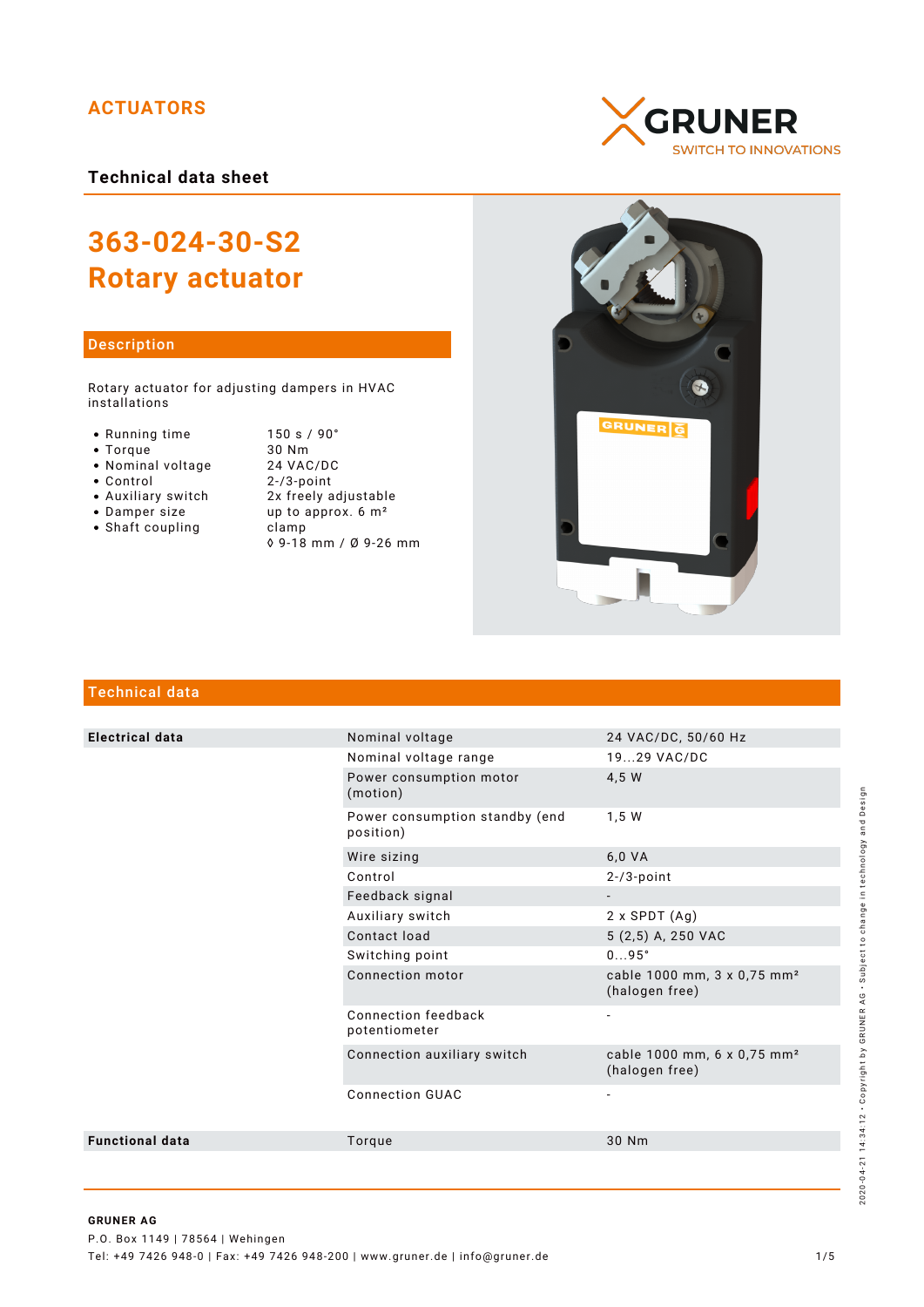ACTUATORS

GRUNER
SWITCH TO INNOVATIONS

**Technical data sheet**

# 363-024-30-S2
# Rotary actuator

## Description

Rotary actuator for adjusting dampers in HVAC installations

| | |
|---|---|
| • Running time | 150 s / 90° |
| • Torque | 30 Nm |
| • Nominal voltage | 24 VAC/DC |
| • Control | 2-/3-point |
| • Auxiliary switch | 2x freely adjustable |
| • Damper size | up to approx. 6 m² |
| • Shaft coupling | clamp |
| | ◊ 9-18 mm / Ø 9-26 mm |

## Technical data

| | | |
|---|---|---|
| **Electrical data** | Nominal voltage | 24 VAC/DC, 50/60 Hz |
| | Nominal voltage range | 19...29 VAC/DC |
| | Power consumption motor (motion) | 4,5 W |
| | Power consumption standby (end position) | 1,5 W |
| | Wire sizing | 6,0 VA |
| | Control | 2-/3-point |
| | Feedback signal | - |
| | Auxiliary switch | 2 x SPDT (Ag) |
| | Contact load | 5 (2,5) A, 250 VAC |
| | Switching point | 0...95° |
| | Connection motor | cable 1000 mm, 3 x 0,75 mm² (halogen free) |
| | Connection feedback potentiometer | - |
| | Connection auxiliary switch | cable 1000 mm, 6 x 0,75 mm² (halogen free) |
| | Connection GUAC | - |
| **Functional data** | Torque | 30 Nm |

2020-04-21 14:34:12 · Copyright by GRUNER AG · Subject to change in technology and Design

**GRUNER AG**
P.O. Box 1149 | 78564 | Wehingen
Tel: +49 7426 948-0 | Fax: +49 7426 948-200 | www.gruner.de | info@gruner.de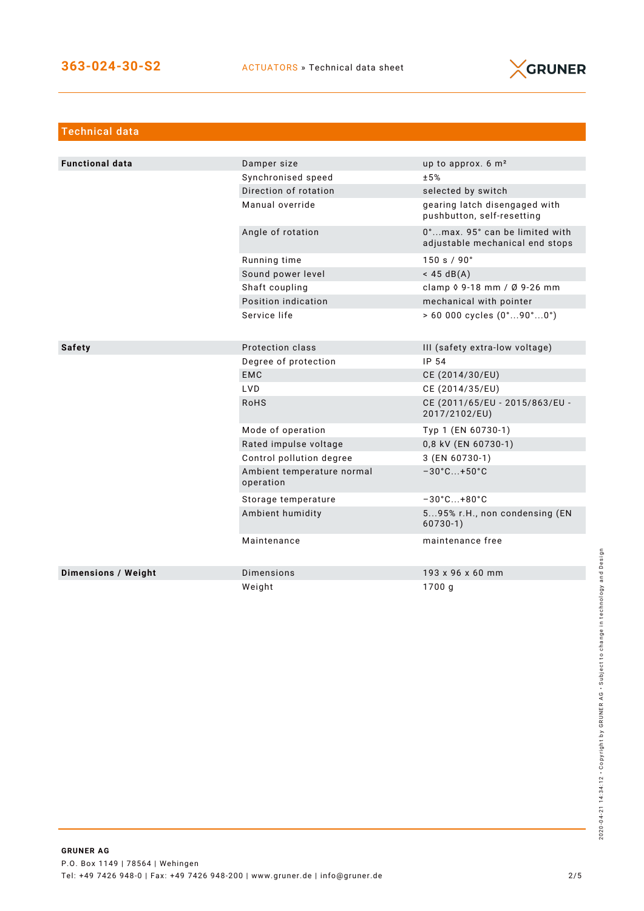## Technical data

| | | |
|---|---|---|
| **Functional data** | Damper size | up to approx. 6 m² |
| | Synchronised speed | ±5% |
| | Direction of rotation | selected by switch |
| | Manual override | gearing latch disengaged with pushbutton, self-resetting |
| | Angle of rotation | 0°...max. 95° can be limited with adjustable mechanical end stops |
| | Running time | 150 s / 90° |
| | Sound power level | < 45 dB(A) |
| | Shaft coupling | clamp ◊ 9-18 mm / Ø 9-26 mm |
| | Position indication | mechanical with pointer |
| | Service life | > 60 000 cycles (0°...90°...0°) |
| **Safety** | Protection class | III (safety extra-low voltage) |
| | Degree of protection | IP 54 |
| | EMC | CE (2014/30/EU) |
| | LVD | CE (2014/35/EU) |
| | RoHS | CE (2011/65/EU - 2015/863/EU - 2017/2102/EU) |
| | Mode of operation | Typ 1 (EN 60730-1) |
| | Rated impulse voltage | 0,8 kV (EN 60730-1) |
| | Control pollution degree | 3 (EN 60730-1) |
| | Ambient temperature normal operation | −30°C...+50°C |
| | Storage temperature | −30°C...+80°C |
| | Ambient humidity | 5...95% r.H., non condensing (EN 60730-1) |
| | Maintenance | maintenance free |
| **Dimensions / Weight** | Dimensions | 193 x 96 x 60 mm |
| | Weight | 1700 g |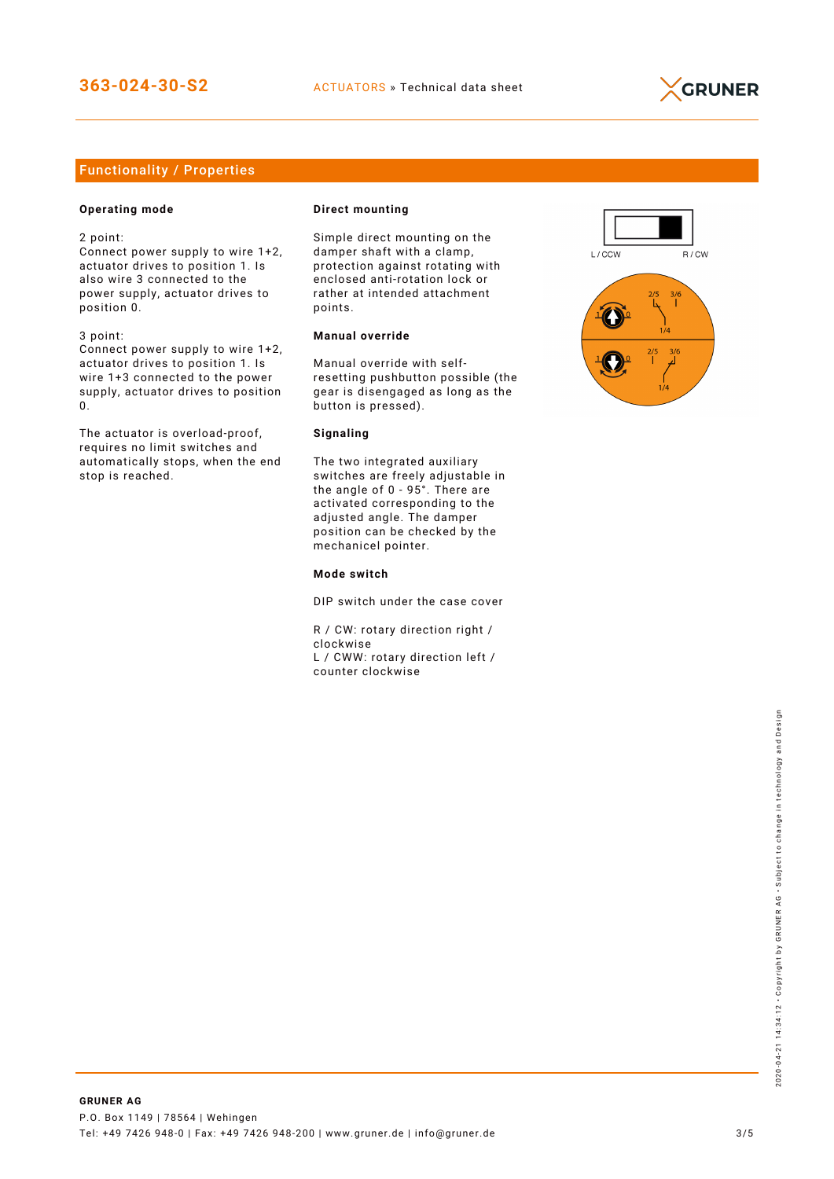## Functionality / Properties

### Operating mode

2 point:
Connect power supply to wire 1+2, actuator drives to position 1. Is also wire 3 connected to the power supply, actuator drives to position 0.

3 point:
Connect power supply to wire 1+2, actuator drives to position 1. Is wire 1+3 connected to the power supply, actuator drives to position 0.

The actuator is overload-proof, requires no limit switches and automatically stops, when the end stop is reached.

### Direct mounting

Simple direct mounting on the damper shaft with a clamp, protection against rotating with enclosed anti-rotation lock or rather at intended attachment points.

### Manual override

Manual override with self-resetting pushbutton possible (the gear is disengaged as long as the button is pressed).

### Signaling

The two integrated auxiliary switches are freely adjustable in the angle of 0 - 95°. There are activated corresponding to the adjusted angle. The damper position can be checked by the mechanicel pointer.

### Mode switch

DIP switch under the case cover

R / CW: rotary direction right / clockwise
L / CWW: rotary direction left / counter clockwise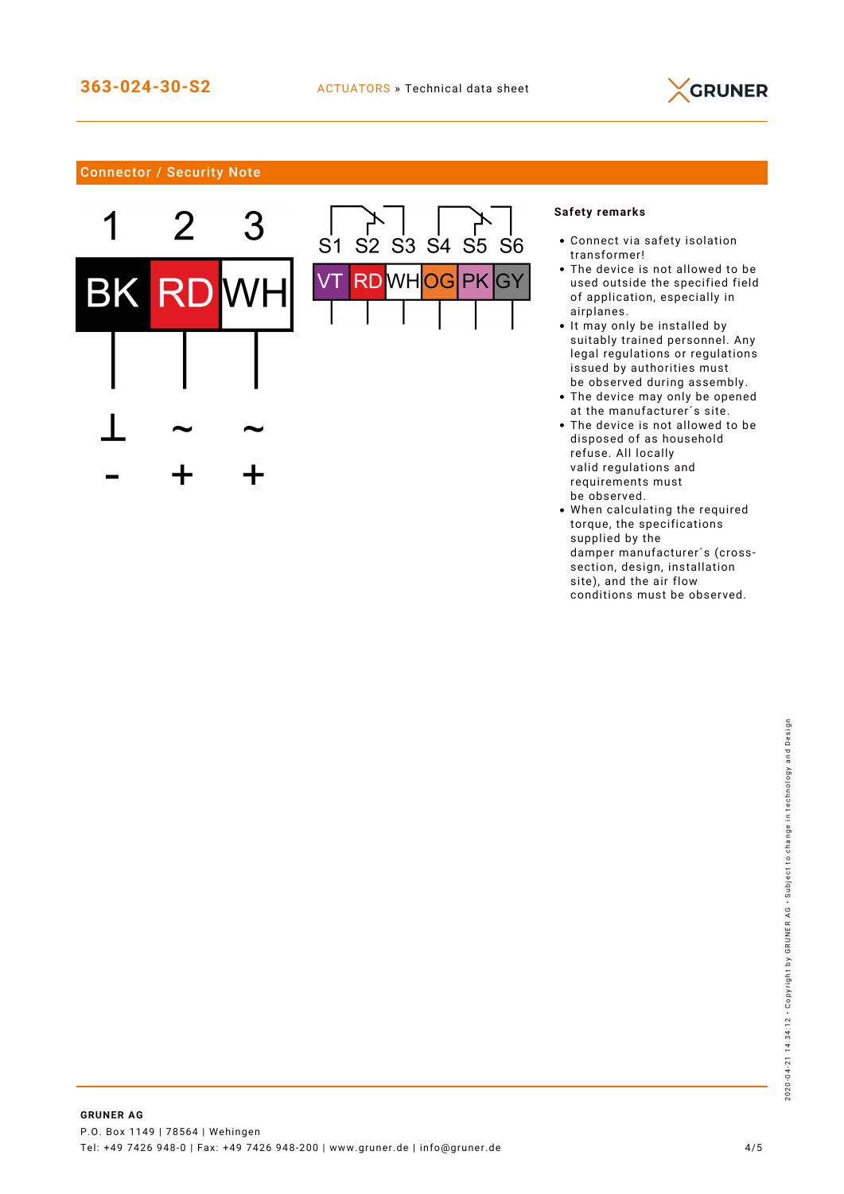## Connector / Security Note

| 1 | 2 | 3 |
|---|---|---|
| BK | RD | WH |
| ⊥ | ~ | ~ |
| - | + | + |

| S1 | S2 | S3 | S4 | S5 | S6 |
|---|---|---|---|---|---|
| VT | RD | WH | OG | PK | GY |

**Safety remarks**

- Connect via safety isolation transformer!
- The device is not allowed to be used outside the specified field of application, especially in airplanes.
- It may only be installed by suitably trained personnel. Any legal regulations or regulations issued by authorities must be observed during assembly.
- The device may only be opened at the manufacturer´s site.
- The device is not allowed to be disposed of as household refuse. All locally valid regulations and requirements must be observed.
- When calculating the required torque, the specifications supplied by the damper manufacturer´s (cross-section, design, installation site), and the air flow conditions must be observed.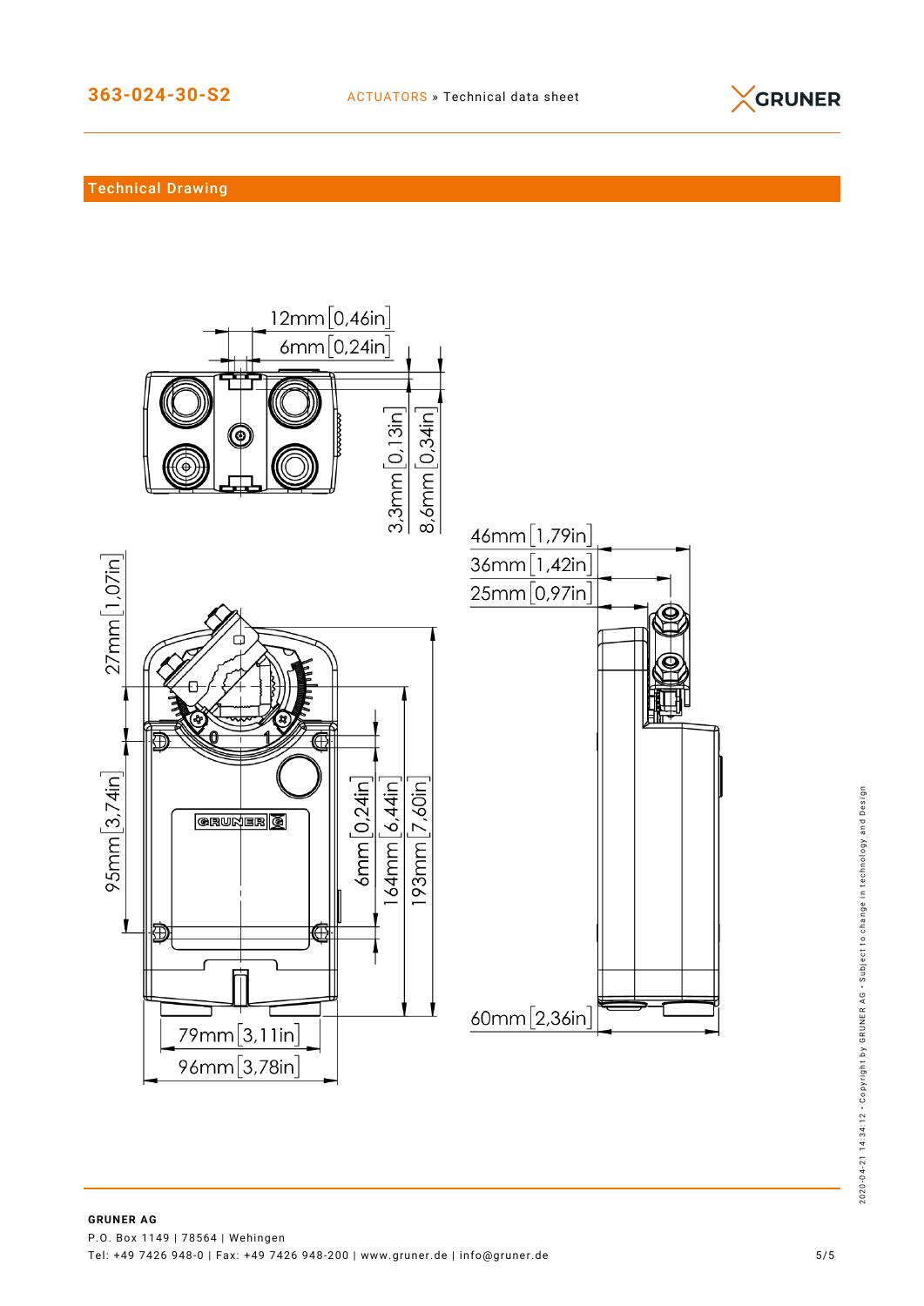## Technical Drawing

12mm [0,46in]
6mm [0,24in]
3,3mm [0,13in]
8,6mm [0,34in]
46mm [1,79in]
36mm [1,42in]
25mm [0,97in]
27mm [1,07in]
95mm [3,74in]
6mm [0,24in]
164mm [6,44in]
193mm [7,60in]
60mm [2,36in]
79mm [3,11in]
96mm [3,78in]

**GRUNER AG**
P.O. Box 1149 | 78564 | Wehingen
Tel: +49 7426 948-0 | Fax: +49 7426 948-200 | www.gruner.de | info@gruner.de